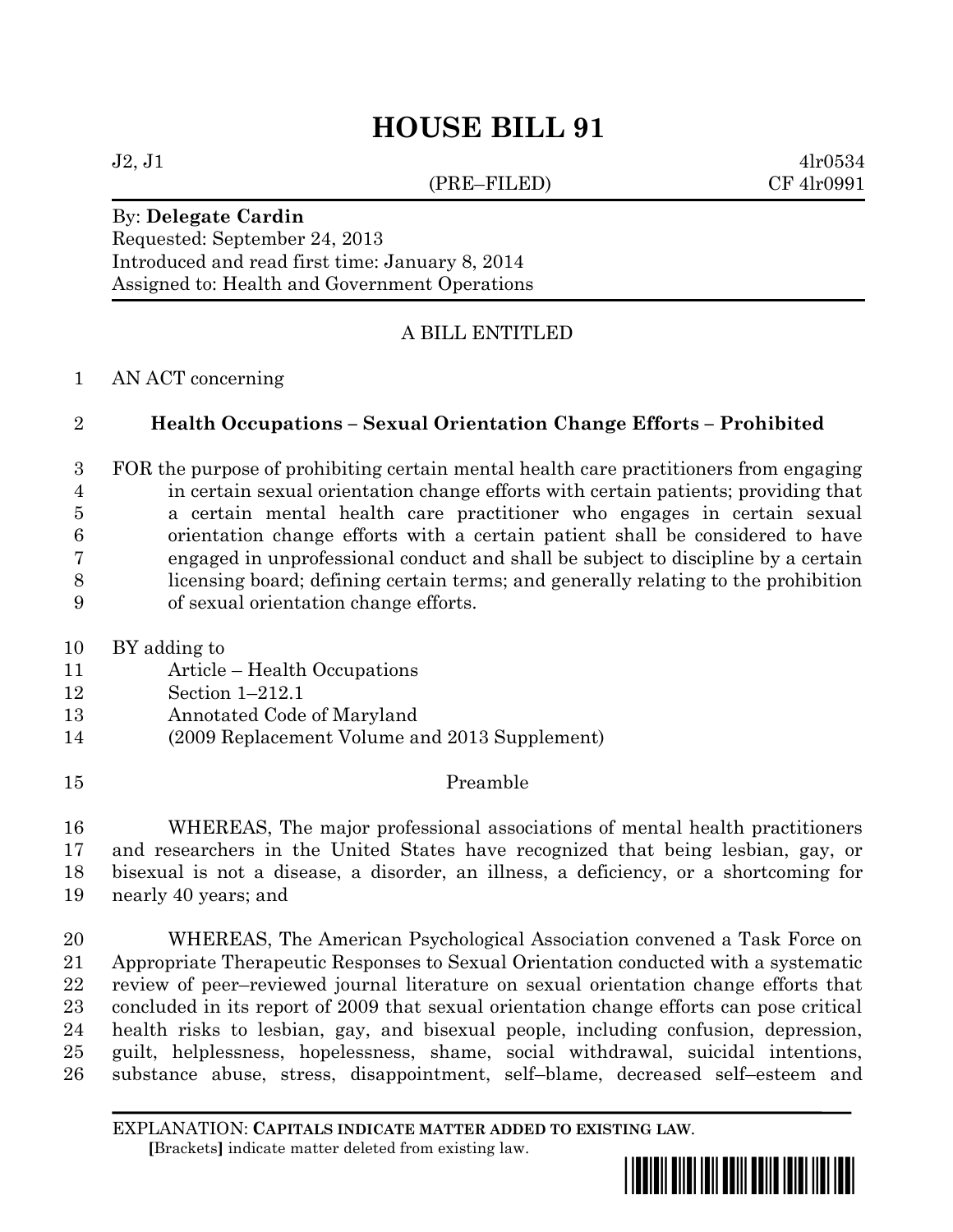# HOUSE BILL 91

J2, J1 4lr0534
(PRE–FILED) CF 4lr0991

By: **Delegate Cardin**
Requested: September 24, 2013
Introduced and read first time: January 8, 2014
Assigned to: Health and Government Operations

A BILL ENTITLED

1 AN ACT concerning

2 **Health Occupations – Sexual Orientation Change Efforts – Prohibited**

3 FOR the purpose of prohibiting certain mental health care practitioners from engaging
4 in certain sexual orientation change efforts with certain patients; providing that
5 a certain mental health care practitioner who engages in certain sexual
6 orientation change efforts with a certain patient shall be considered to have
7 engaged in unprofessional conduct and shall be subject to discipline by a certain
8 licensing board; defining certain terms; and generally relating to the prohibition
9 of sexual orientation change efforts.

10 BY adding to
11 Article – Health Occupations
12 Section 1–212.1
13 Annotated Code of Maryland
14 (2009 Replacement Volume and 2013 Supplement)

15 Preamble

16 WHEREAS, The major professional associations of mental health practitioners
17 and researchers in the United States have recognized that being lesbian, gay, or
18 bisexual is not a disease, a disorder, an illness, a deficiency, or a shortcoming for
19 nearly 40 years; and

20 WHEREAS, The American Psychological Association convened a Task Force on
21 Appropriate Therapeutic Responses to Sexual Orientation conducted with a systematic
22 review of peer–reviewed journal literature on sexual orientation change efforts that
23 concluded in its report of 2009 that sexual orientation change efforts can pose critical
24 health risks to lesbian, gay, and bisexual people, including confusion, depression,
25 guilt, helplessness, hopelessness, shame, social withdrawal, suicidal intentions,
26 substance abuse, stress, disappointment, self–blame, decreased self–esteem and

EXPLANATION: **CAPITALS INDICATE MATTER ADDED TO EXISTING LAW.**
**[**Brackets**]** indicate matter deleted from existing law.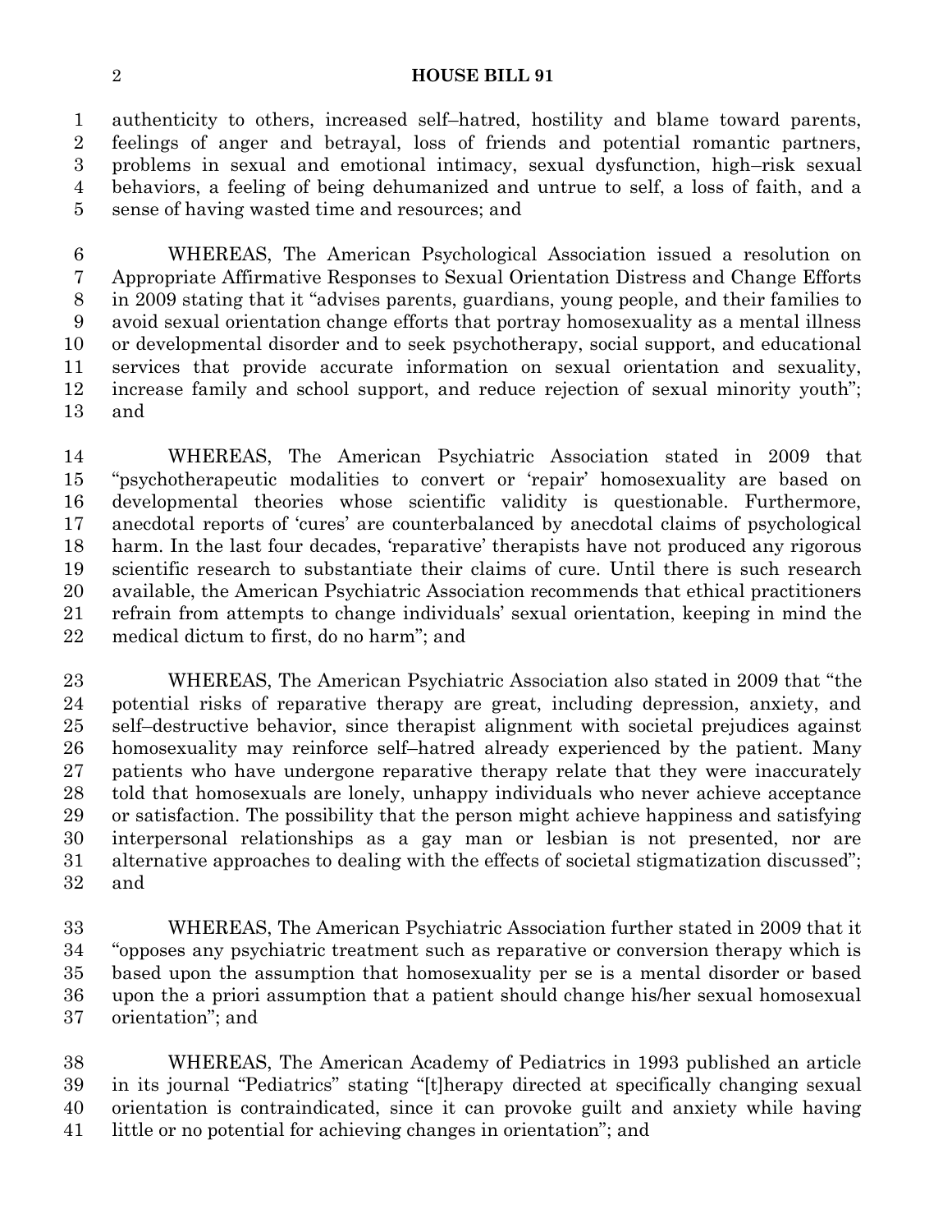authenticity to others, increased self–hatred, hostility and blame toward parents, feelings of anger and betrayal, loss of friends and potential romantic partners, problems in sexual and emotional intimacy, sexual dysfunction, high–risk sexual behaviors, a feeling of being dehumanized and untrue to self, a loss of faith, and a sense of having wasted time and resources; and

WHEREAS, The American Psychological Association issued a resolution on Appropriate Affirmative Responses to Sexual Orientation Distress and Change Efforts in 2009 stating that it "advises parents, guardians, young people, and their families to avoid sexual orientation change efforts that portray homosexuality as a mental illness or developmental disorder and to seek psychotherapy, social support, and educational services that provide accurate information on sexual orientation and sexuality, increase family and school support, and reduce rejection of sexual minority youth"; and

WHEREAS, The American Psychiatric Association stated in 2009 that "psychotherapeutic modalities to convert or 'repair' homosexuality are based on developmental theories whose scientific validity is questionable. Furthermore, anecdotal reports of 'cures' are counterbalanced by anecdotal claims of psychological harm. In the last four decades, 'reparative' therapists have not produced any rigorous scientific research to substantiate their claims of cure. Until there is such research available, the American Psychiatric Association recommends that ethical practitioners refrain from attempts to change individuals' sexual orientation, keeping in mind the medical dictum to first, do no harm"; and

WHEREAS, The American Psychiatric Association also stated in 2009 that "the potential risks of reparative therapy are great, including depression, anxiety, and self–destructive behavior, since therapist alignment with societal prejudices against homosexuality may reinforce self–hatred already experienced by the patient. Many patients who have undergone reparative therapy relate that they were inaccurately told that homosexuals are lonely, unhappy individuals who never achieve acceptance or satisfaction. The possibility that the person might achieve happiness and satisfying interpersonal relationships as a gay man or lesbian is not presented, nor are alternative approaches to dealing with the effects of societal stigmatization discussed"; and

WHEREAS, The American Psychiatric Association further stated in 2009 that it "opposes any psychiatric treatment such as reparative or conversion therapy which is based upon the assumption that homosexuality per se is a mental disorder or based upon the a priori assumption that a patient should change his/her sexual homosexual orientation"; and

WHEREAS, The American Academy of Pediatrics in 1993 published an article in its journal "Pediatrics" stating "[t]herapy directed at specifically changing sexual orientation is contraindicated, since it can provoke guilt and anxiety while having little or no potential for achieving changes in orientation"; and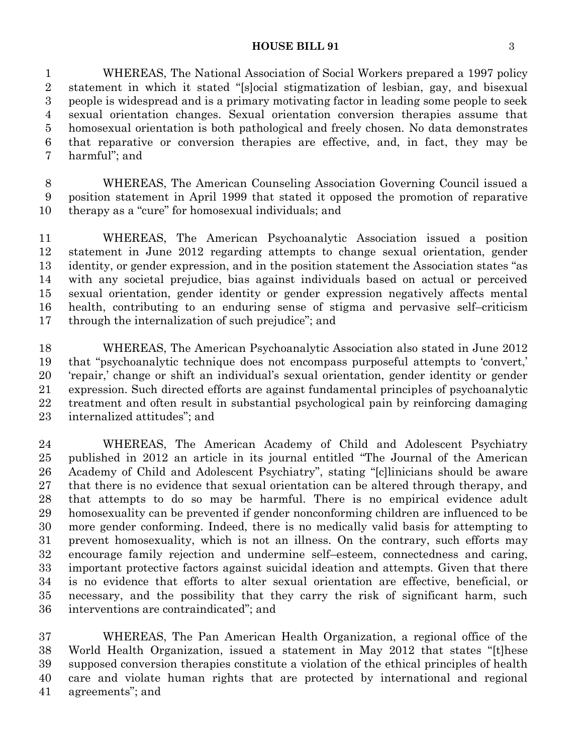WHEREAS, The National Association of Social Workers prepared a 1997 policy statement in which it stated "[s]ocial stigmatization of lesbian, gay, and bisexual people is widespread and is a primary motivating factor in leading some people to seek sexual orientation changes. Sexual orientation conversion therapies assume that homosexual orientation is both pathological and freely chosen. No data demonstrates that reparative or conversion therapies are effective, and, in fact, they may be harmful"; and

WHEREAS, The American Counseling Association Governing Council issued a position statement in April 1999 that stated it opposed the promotion of reparative therapy as a "cure" for homosexual individuals; and

WHEREAS, The American Psychoanalytic Association issued a position statement in June 2012 regarding attempts to change sexual orientation, gender identity, or gender expression, and in the position statement the Association states "as with any societal prejudice, bias against individuals based on actual or perceived sexual orientation, gender identity or gender expression negatively affects mental health, contributing to an enduring sense of stigma and pervasive self–criticism through the internalization of such prejudice"; and

WHEREAS, The American Psychoanalytic Association also stated in June 2012 that "psychoanalytic technique does not encompass purposeful attempts to 'convert,' 'repair,' change or shift an individual's sexual orientation, gender identity or gender expression. Such directed efforts are against fundamental principles of psychoanalytic treatment and often result in substantial psychological pain by reinforcing damaging internalized attitudes"; and

WHEREAS, The American Academy of Child and Adolescent Psychiatry published in 2012 an article in its journal entitled "The Journal of the American Academy of Child and Adolescent Psychiatry", stating "[c]linicians should be aware that there is no evidence that sexual orientation can be altered through therapy, and that attempts to do so may be harmful. There is no empirical evidence adult homosexuality can be prevented if gender nonconforming children are influenced to be more gender conforming. Indeed, there is no medically valid basis for attempting to prevent homosexuality, which is not an illness. On the contrary, such efforts may encourage family rejection and undermine self–esteem, connectedness and caring, important protective factors against suicidal ideation and attempts. Given that there is no evidence that efforts to alter sexual orientation are effective, beneficial, or necessary, and the possibility that they carry the risk of significant harm, such interventions are contraindicated"; and

WHEREAS, The Pan American Health Organization, a regional office of the World Health Organization, issued a statement in May 2012 that states "[t]hese supposed conversion therapies constitute a violation of the ethical principles of health care and violate human rights that are protected by international and regional agreements"; and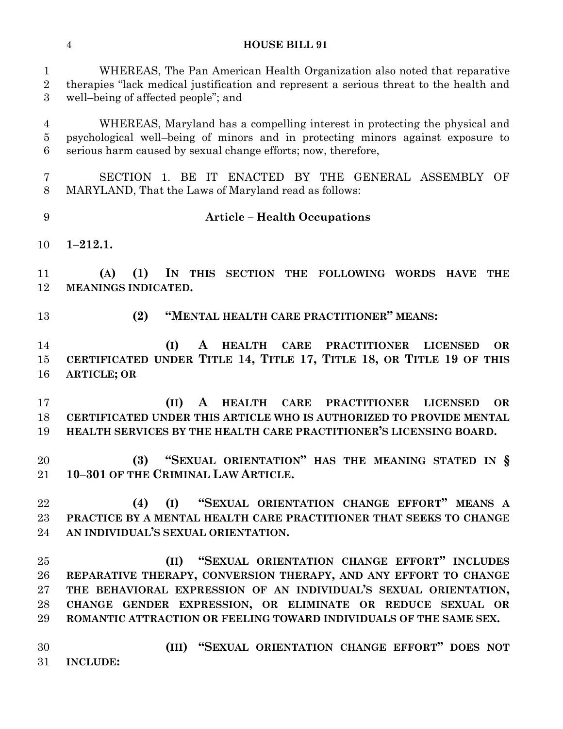WHEREAS, The Pan American Health Organization also noted that reparative therapies "lack medical justification and represent a serious threat to the health and well–being of affected people"; and

WHEREAS, Maryland has a compelling interest in protecting the physical and psychological well–being of minors and in protecting minors against exposure to serious harm caused by sexual change efforts; now, therefore,

SECTION 1. BE IT ENACTED BY THE GENERAL ASSEMBLY OF MARYLAND, That the Laws of Maryland read as follows:

**Article – Health Occupations**

**1–212.1.**

**(A) (1) IN THIS SECTION THE FOLLOWING WORDS HAVE THE MEANINGS INDICATED.**

**(2) "MENTAL HEALTH CARE PRACTITIONER" MEANS:**

**(I) A HEALTH CARE PRACTITIONER LICENSED OR CERTIFICATED UNDER TITLE 14, TITLE 17, TITLE 18, OR TITLE 19 OF THIS ARTICLE; OR**

**(II) A HEALTH CARE PRACTITIONER LICENSED OR CERTIFICATED UNDER THIS ARTICLE WHO IS AUTHORIZED TO PROVIDE MENTAL HEALTH SERVICES BY THE HEALTH CARE PRACTITIONER'S LICENSING BOARD.**

**(3) "SEXUAL ORIENTATION" HAS THE MEANING STATED IN § 10–301 OF THE CRIMINAL LAW ARTICLE.**

**(4) (I) "SEXUAL ORIENTATION CHANGE EFFORT" MEANS A PRACTICE BY A MENTAL HEALTH CARE PRACTITIONER THAT SEEKS TO CHANGE AN INDIVIDUAL'S SEXUAL ORIENTATION.**

**(II) "SEXUAL ORIENTATION CHANGE EFFORT" INCLUDES REPARATIVE THERAPY, CONVERSION THERAPY, AND ANY EFFORT TO CHANGE THE BEHAVIORAL EXPRESSION OF AN INDIVIDUAL'S SEXUAL ORIENTATION, CHANGE GENDER EXPRESSION, OR ELIMINATE OR REDUCE SEXUAL OR ROMANTIC ATTRACTION OR FEELING TOWARD INDIVIDUALS OF THE SAME SEX.**

**(III) "SEXUAL ORIENTATION CHANGE EFFORT" DOES NOT INCLUDE:**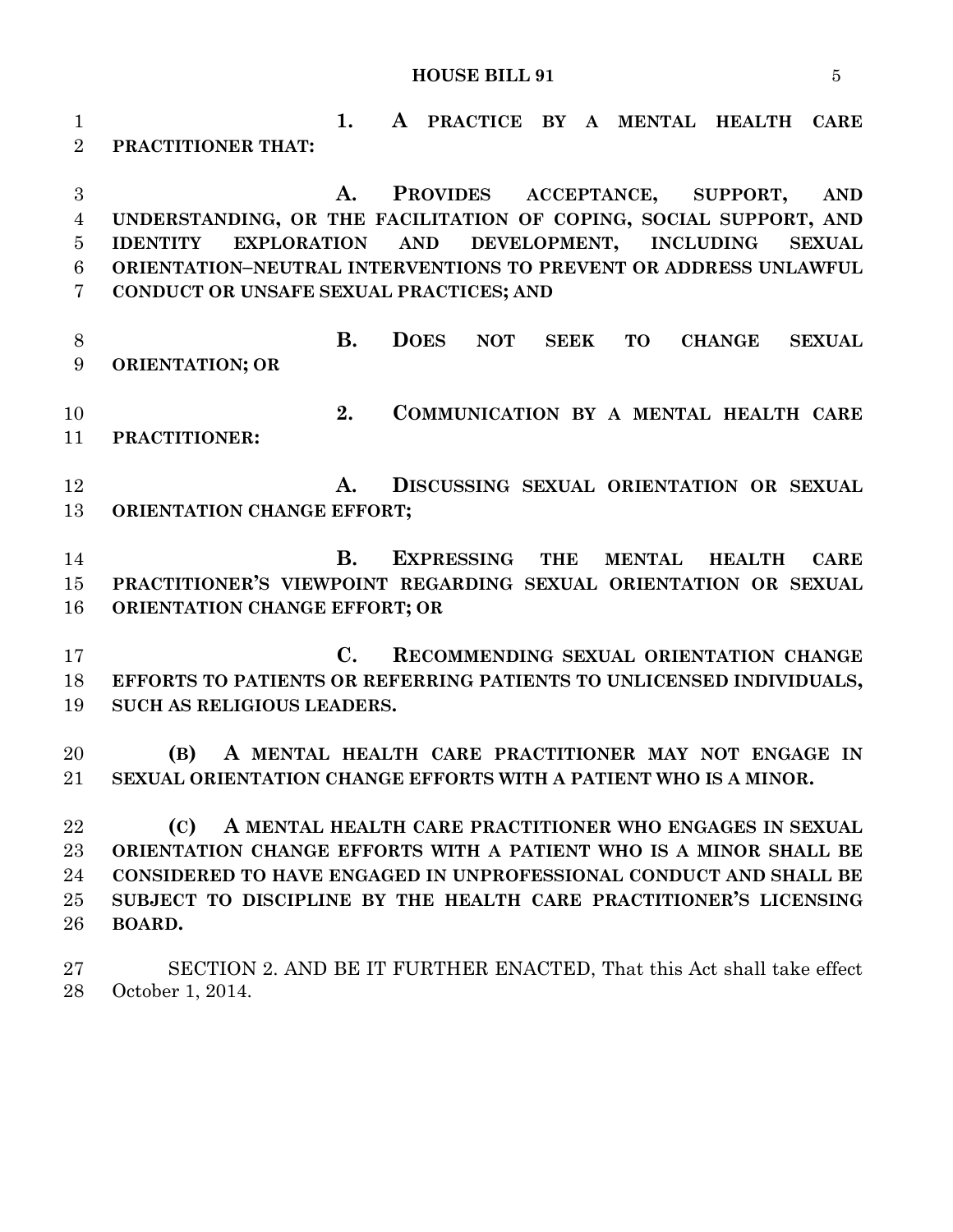**1. A PRACTICE BY A MENTAL HEALTH CARE PRACTITIONER THAT:**

**A. PROVIDES ACCEPTANCE, SUPPORT, AND UNDERSTANDING, OR THE FACILITATION OF COPING, SOCIAL SUPPORT, AND IDENTITY EXPLORATION AND DEVELOPMENT, INCLUDING SEXUAL ORIENTATION–NEUTRAL INTERVENTIONS TO PREVENT OR ADDRESS UNLAWFUL CONDUCT OR UNSAFE SEXUAL PRACTICES; AND**

**B. DOES NOT SEEK TO CHANGE SEXUAL ORIENTATION; OR**

**2. COMMUNICATION BY A MENTAL HEALTH CARE PRACTITIONER:**

**A. DISCUSSING SEXUAL ORIENTATION OR SEXUAL ORIENTATION CHANGE EFFORT;**

**B. EXPRESSING THE MENTAL HEALTH CARE PRACTITIONER'S VIEWPOINT REGARDING SEXUAL ORIENTATION OR SEXUAL ORIENTATION CHANGE EFFORT; OR**

**C. RECOMMENDING SEXUAL ORIENTATION CHANGE EFFORTS TO PATIENTS OR REFERRING PATIENTS TO UNLICENSED INDIVIDUALS, SUCH AS RELIGIOUS LEADERS.**

**(B) A MENTAL HEALTH CARE PRACTITIONER MAY NOT ENGAGE IN SEXUAL ORIENTATION CHANGE EFFORTS WITH A PATIENT WHO IS A MINOR.**

**(C) A MENTAL HEALTH CARE PRACTITIONER WHO ENGAGES IN SEXUAL ORIENTATION CHANGE EFFORTS WITH A PATIENT WHO IS A MINOR SHALL BE CONSIDERED TO HAVE ENGAGED IN UNPROFESSIONAL CONDUCT AND SHALL BE SUBJECT TO DISCIPLINE BY THE HEALTH CARE PRACTITIONER'S LICENSING BOARD.**

SECTION 2. AND BE IT FURTHER ENACTED, That this Act shall take effect October 1, 2014.